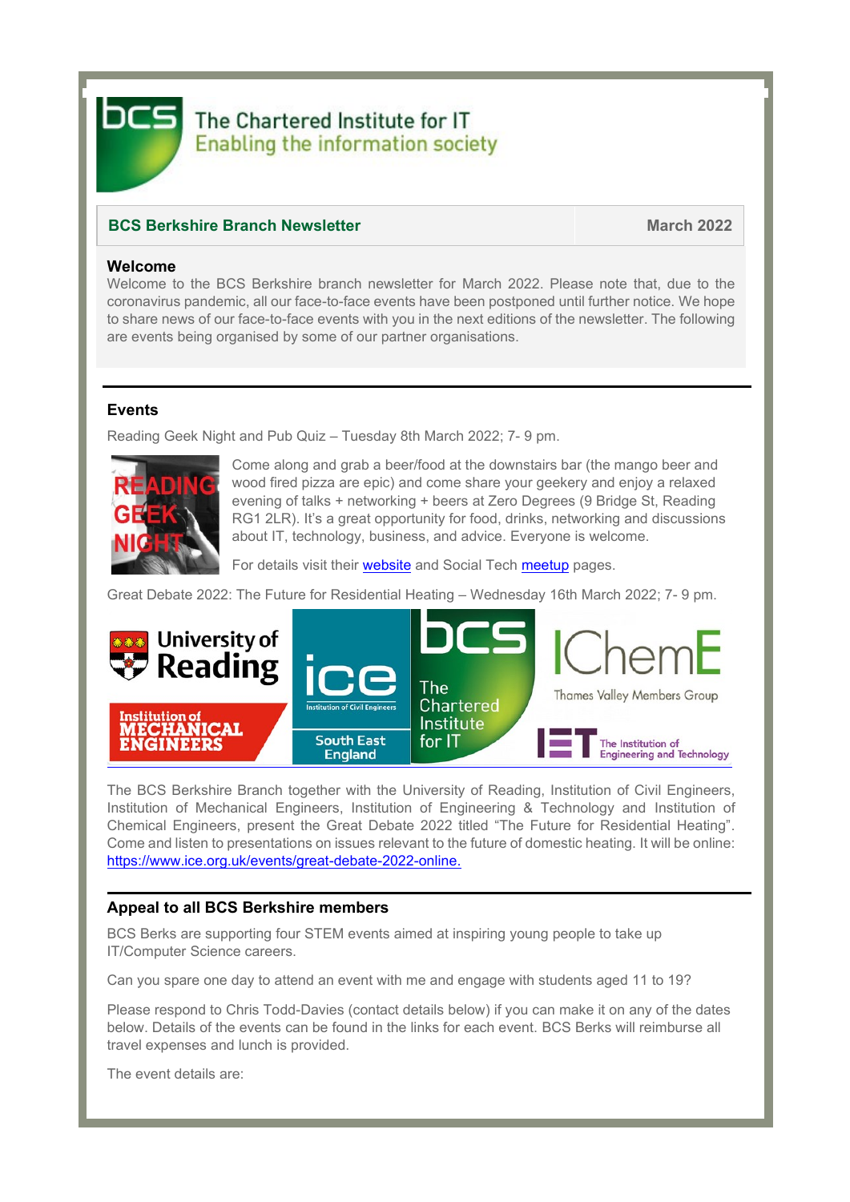The Chartered Institute for IT
Enabling the information society

**BCS Berkshire Branch Newsletter** | **March 2022**

## Welcome

Welcome to the BCS Berkshire branch newsletter for March 2022. Please note that, due to the coronavirus pandemic, all our face-to-face events have been postponed until further notice. We hope to share news of our face-to-face events with you in the next editions of the newsletter. The following are events being organised by some of our partner organisations.

## Events

Reading Geek Night and Pub Quiz – Tuesday 8th March 2022; 7- 9 pm.

Come along and grab a beer/food at the downstairs bar (the mango beer and wood fired pizza are epic) and come share your geekery and enjoy a relaxed evening of talks + networking + beers at Zero Degrees (9 Bridge St, Reading RG1 2LR). It's a great opportunity for food, drinks, networking and discussions about IT, technology, business, and advice. Everyone is welcome.

For details visit their website and Social Tech meetup pages.

Great Debate 2022: The Future for Residential Heating – Wednesday 16th March 2022; 7- 9 pm.

The BCS Berkshire Branch together with the University of Reading, Institution of Civil Engineers, Institution of Mechanical Engineers, Institution of Engineering & Technology and Institution of Chemical Engineers, present the Great Debate 2022 titled "The Future for Residential Heating". Come and listen to presentations on issues relevant to the future of domestic heating. It will be online: https://www.ice.org.uk/events/great-debate-2022-online.

## Appeal to all BCS Berkshire members

BCS Berks are supporting four STEM events aimed at inspiring young people to take up IT/Computer Science careers.

Can you spare one day to attend an event with me and engage with students aged 11 to 19?

Please respond to Chris Todd-Davies (contact details below) if you can make it on any of the dates below. Details of the events can be found in the links for each event. BCS Berks will reimburse all travel expenses and lunch is provided.

The event details are: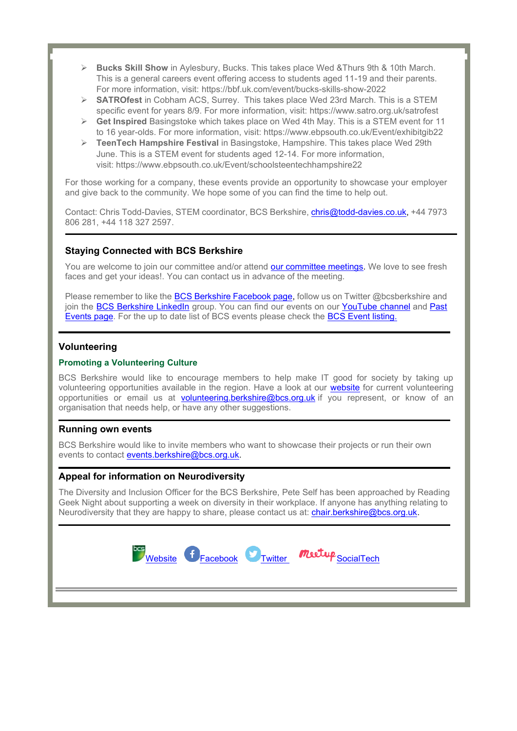- **Bucks Skill Show** in Aylesbury, Bucks. This takes place Wed &Thurs 9th & 10th March. This is a general careers event offering access to students aged 11-19 and their parents. For more information, visit: https://bbf.uk.com/event/bucks-skills-show-2022
- **SATROfest** in Cobham ACS, Surrey. This takes place Wed 23rd March. This is a STEM specific event for years 8/9. For more information, visit: https://www.satro.org.uk/satrofest
- **Get Inspired** Basingstoke which takes place on Wed 4th May. This is a STEM event for 11 to 16 year-olds. For more information, visit: https://www.ebpsouth.co.uk/Event/exhibitgib22
- **TeenTech Hampshire Festival** in Basingstoke, Hampshire. This takes place Wed 29th June. This is a STEM event for students aged 12-14. For more information, visit: https://www.ebpsouth.co.uk/Event/schoolsteentechhampshire22

For those working for a company, these events provide an opportunity to showcase your employer and give back to the community. We hope some of you can find the time to help out.

Contact: Chris Todd-Davies, STEM coordinator, BCS Berkshire, chris@todd-davies.co.uk, +44 7973 806 281, +44 118 327 2597.

---

### Staying Connected with BCS Berkshire

You are welcome to join our committee and/or attend our committee meetings. We love to see fresh faces and get your ideas!. You can contact us in advance of the meeting.

Please remember to like the BCS Berkshire Facebook page, follow us on Twitter @bcsberkshire and join the BCS Berkshire LinkedIn group. You can find our events on our YouTube channel and Past Events page. For the up to date list of BCS events please check the BCS Event listing.

---

### Volunteering

#### Promoting a Volunteering Culture

BCS Berkshire would like to encourage members to help make IT good for society by taking up volunteering opportunities available in the region. Have a look at our website for current volunteering opportunities or email us at volunteering.berkshire@bcs.org.uk if you represent, or know of an organisation that needs help, or have any other suggestions.

---

### Running own events

BCS Berkshire would like to invite members who want to showcase their projects or run their own events to contact events.berkshire@bcs.org.uk.

---

### Appeal for information on Neurodiversity

The Diversity and Inclusion Officer for the BCS Berkshire, Pete Self has been approached by Reading Geek Night about supporting a week on diversity in their workplace. If anyone has anything relating to Neurodiversity that they are happy to share, please contact us at: chair.berkshire@bcs.org.uk.

---

Website Facebook Twitter Meetup SocialTech